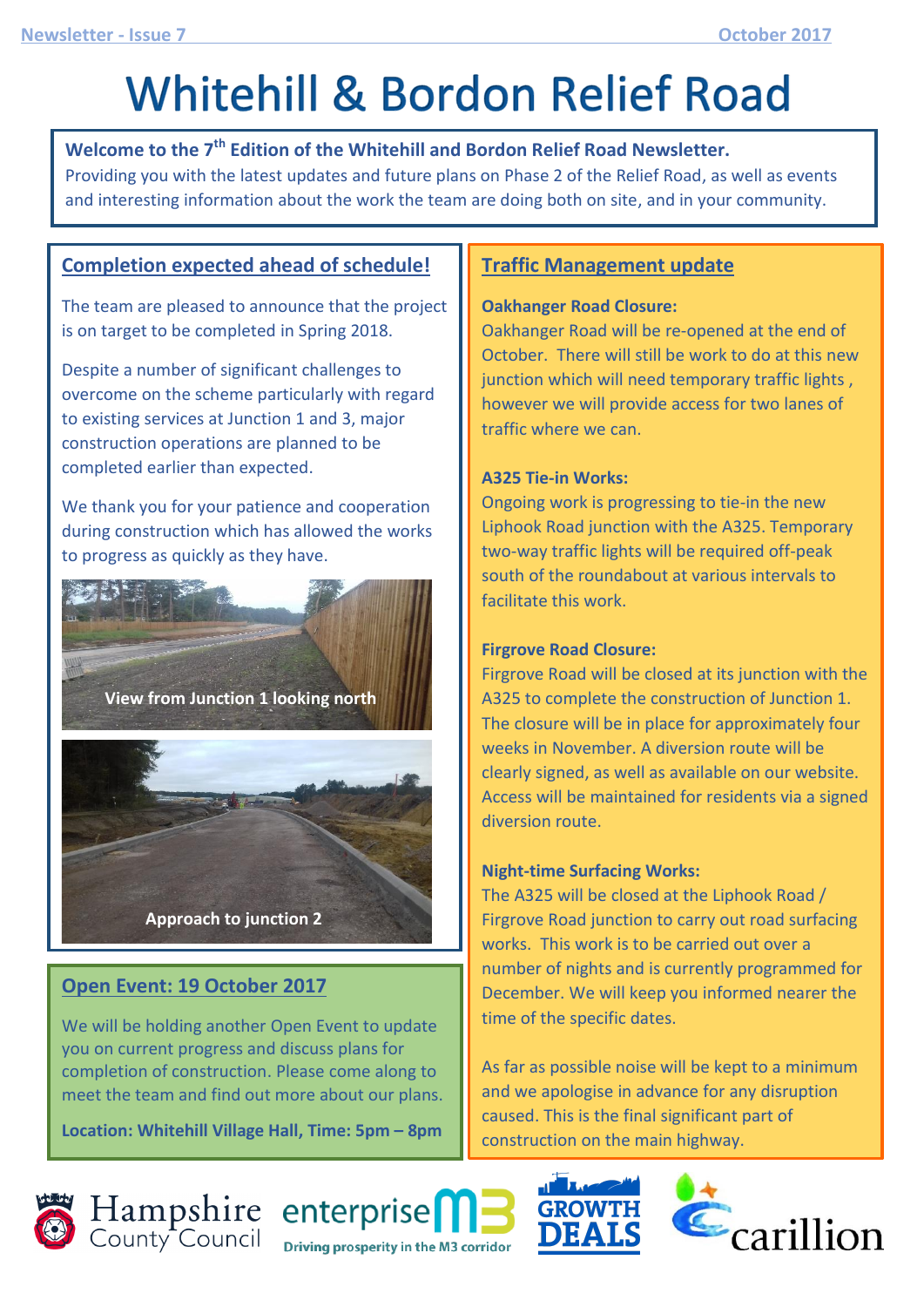# Whitehill & Bordon Relief Road

**Welcome to the 7th Edition of the Whitehill and Bordon Relief Road Newsletter.**
Providing you with the latest updates and future plans on Phase 2 of the Relief Road, as well as events and interesting information about the work the team are doing both on site, and in your community.

## Completion expected ahead of schedule!

The team are pleased to announce that the project is on target to be completed in Spring 2018.

Despite a number of significant challenges to overcome on the scheme particularly with regard to existing services at Junction 1 and 3, major construction operations are planned to be completed earlier than expected.

We thank you for your patience and cooperation during construction which has allowed the works to progress as quickly as they have.

View from Junction 1 looking north

Approach to junction 2

## Open Event: 19 October 2017

We will be holding another Open Event to update you on current progress and discuss plans for completion of construction. Please come along to meet the team and find out more about our plans.

**Location: Whitehill Village Hall, Time: 5pm – 8pm**

## Traffic Management update

**Oakhanger Road Closure:**
Oakhanger Road will be re-opened at the end of October. There will still be work to do at this new junction which will need temporary traffic lights , however we will provide access for two lanes of traffic where we can.

**A325 Tie-in Works:**
Ongoing work is progressing to tie-in the new Liphook Road junction with the A325. Temporary two-way traffic lights will be required off-peak south of the roundabout at various intervals to facilitate this work.

**Firgrove Road Closure:**
Firgrove Road will be closed at its junction with the A325 to complete the construction of Junction 1. The closure will be in place for approximately four weeks in November. A diversion route will be clearly signed, as well as available on our website. Access will be maintained for residents via a signed diversion route.

**Night-time Surfacing Works:**
The A325 will be closed at the Liphook Road / Firgrove Road junction to carry out road surfacing works. This work is to be carried out over a number of nights and is currently programmed for December. We will keep you informed nearer the time of the specific dates.

As far as possible noise will be kept to a minimum and we apologise in advance for any disruption caused. This is the final significant part of construction on the main highway.

Hampshire County Council | enterprise M3 – Driving prosperity in the M3 corridor | GROWTH DEALS | carillion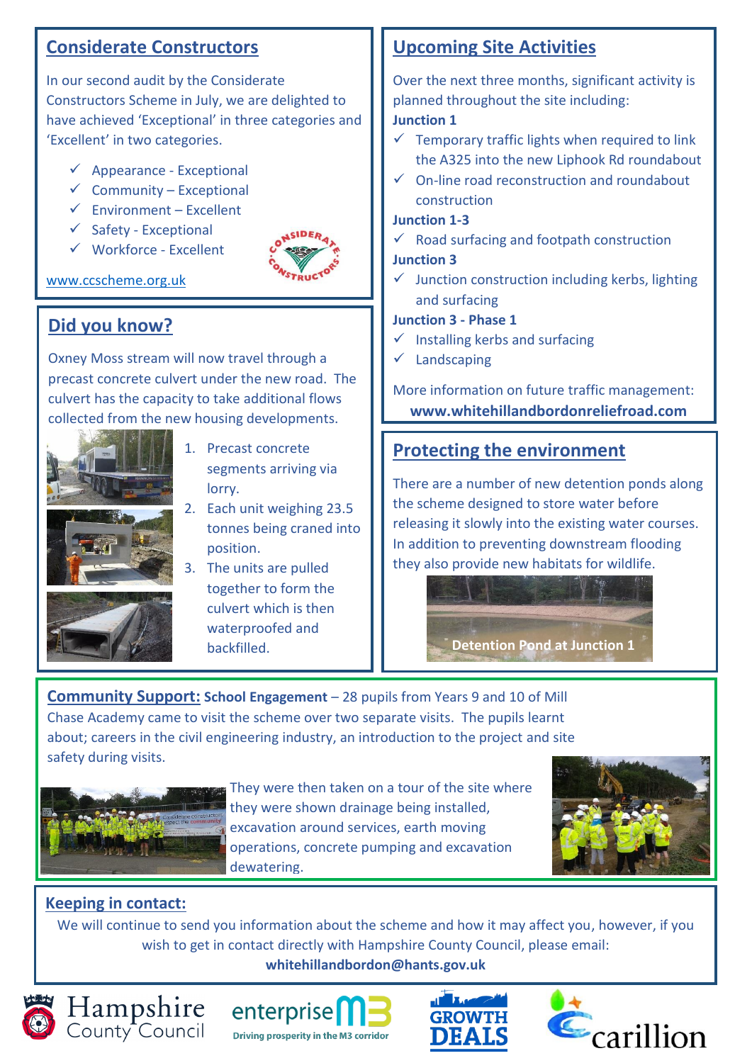## Considerate Constructors

In our second audit by the Considerate Constructors Scheme in July, we are delighted to have achieved 'Exceptional' in three categories and 'Excellent' in two categories.

- ✓ Appearance - Exceptional
- ✓ Community – Exceptional
- ✓ Environment – Excellent
- ✓ Safety - Exceptional
- ✓ Workforce - Excellent

www.ccscheme.org.uk

## Did you know?

Oxney Moss stream will now travel through a precast concrete culvert under the new road. The culvert has the capacity to take additional flows collected from the new housing developments.

1. Precast concrete segments arriving via lorry.
2. Each unit weighing 23.5 tonnes being craned into position.
3. The units are pulled together to form the culvert which is then waterproofed and backfilled.

## Upcoming Site Activities

Over the next three months, significant activity is planned throughout the site including:

**Junction 1**

- ✓ Temporary traffic lights when required to link the A325 into the new Liphook Rd roundabout
- ✓ On-line road reconstruction and roundabout construction

**Junction 1-3**

- ✓ Road surfacing and footpath construction

**Junction 3**

- ✓ Junction construction including kerbs, lighting and surfacing

**Junction 3 - Phase 1**

- ✓ Installing kerbs and surfacing
- ✓ Landscaping

More information on future traffic management:
**www.whitehillandbordonreliefroad.com**

## Protecting the environment

There are a number of new detention ponds along the scheme designed to store water before releasing it slowly into the existing water courses. In addition to preventing downstream flooding they also provide new habitats for wildlife.

Detention Pond at Junction 1

## Community Support:

**School Engagement** – 28 pupils from Years 9 and 10 of Mill Chase Academy came to visit the scheme over two separate visits. The pupils learnt about; careers in the civil engineering industry, an introduction to the project and site safety during visits.

They were then taken on a tour of the site where they were shown drainage being installed, excavation around services, earth moving operations, concrete pumping and excavation dewatering.

## Keeping in contact:

We will continue to send you information about the scheme and how it may affect you, however, if you wish to get in contact directly with Hampshire County Council, please email:
**whitehillandbordon@hants.gov.uk**

Hampshire County Council | enterprise M3 Driving prosperity in the M3 corridor | GROWTH DEALS | carillion